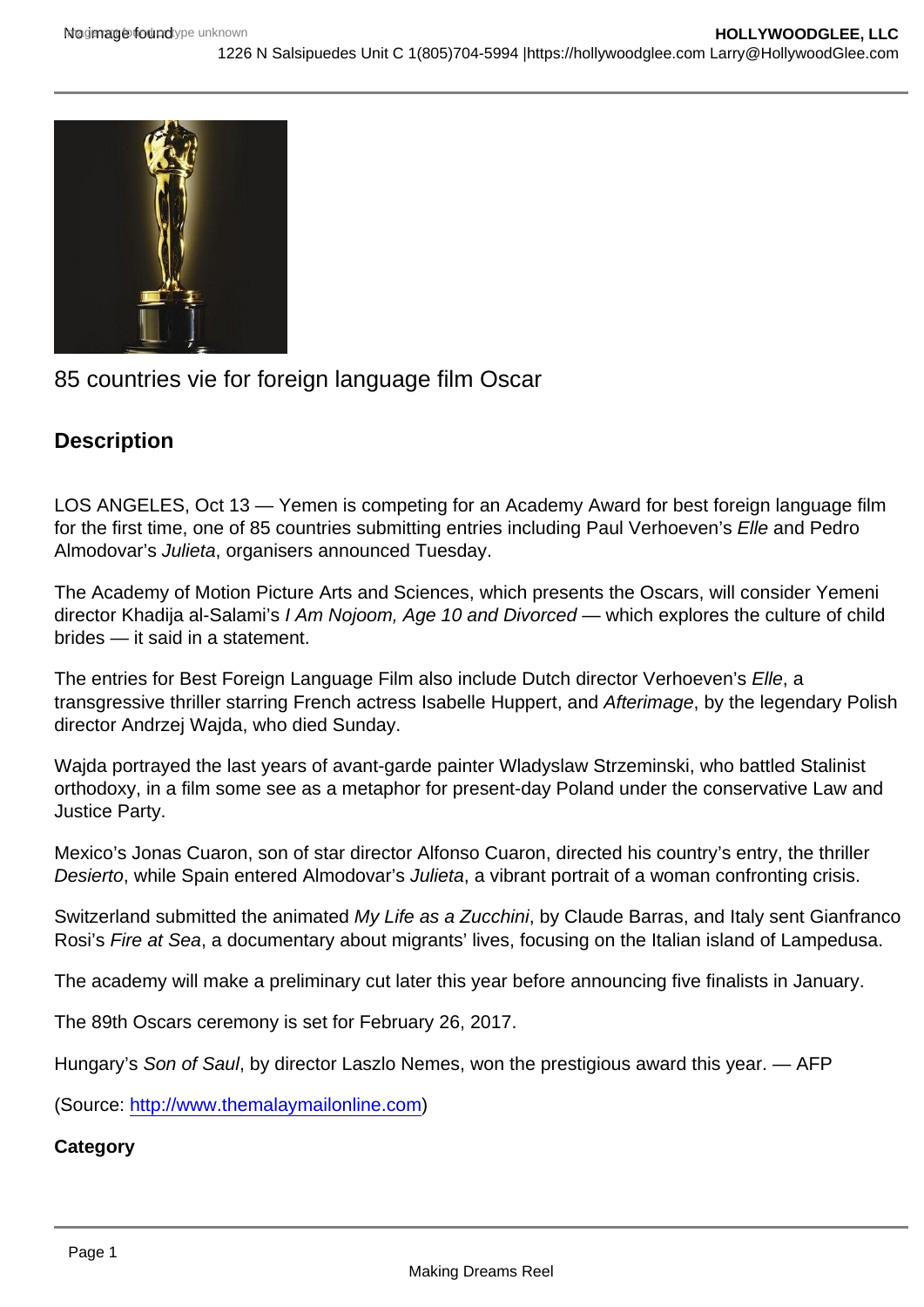85 countries vie for foreign language film Oscar

## Description

LOS ANGELES, Oct 13 — Yemen is competing for an Academy Award for best foreign language film for the first time, one of 85 countries submitting entries including Paul Verhoeven's *Elle* and Pedro Almodovar's *Julieta*, organisers announced Tuesday.

The Academy of Motion Picture Arts and Sciences, which presents the Oscars, will consider Yemeni director Khadija al-Salami's *I Am Nojoom, Age 10 and Divorced* — which explores the culture of child brides — it said in a statement.

The entries for Best Foreign Language Film also include Dutch director Verhoeven's *Elle*, a transgressive thriller starring French actress Isabelle Huppert, and *Afterimage*, by the legendary Polish director Andrzej Wajda, who died Sunday.

Wajda portrayed the last years of avant-garde painter Wladyslaw Strzeminski, who battled Stalinist orthodoxy, in a film some see as a metaphor for present-day Poland under the conservative Law and Justice Party.

Mexico's Jonas Cuaron, son of star director Alfonso Cuaron, directed his country's entry, the thriller *Desierto*, while Spain entered Almodovar's *Julieta*, a vibrant portrait of a woman confronting crisis.

Switzerland submitted the animated *My Life as a Zucchini*, by Claude Barras, and Italy sent Gianfranco Rosi's *Fire at Sea*, a documentary about migrants' lives, focusing on the Italian island of Lampedusa.

The academy will make a preliminary cut later this year before announcing five finalists in January.

The 89th Oscars ceremony is set for February 26, 2017.

Hungary's *Son of Saul*, by director Laszlo Nemes, won the prestigious award this year. — AFP

(Source: [http://www.themalaymailonline.com](http://www.themalaymailonline.com))

**Category**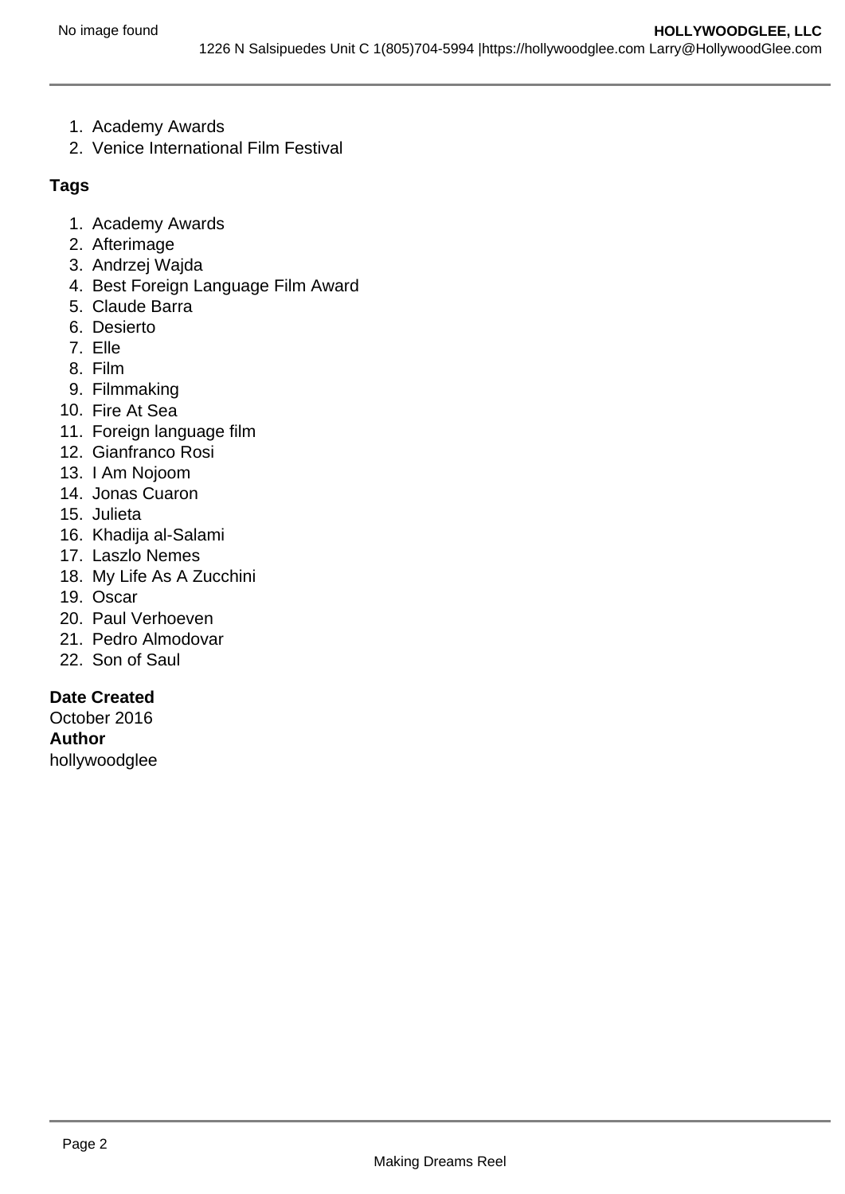1. Academy Awards
2. Venice International Film Festival

**Tags**

1. Academy Awards
2. Afterimage
3. Andrzej Wajda
4. Best Foreign Language Film Award
5. Claude Barra
6. Desierto
7. Elle
8. Film
9. Filmmaking
10. Fire At Sea
11. Foreign language film
12. Gianfranco Rosi
13. I Am Nojoom
14. Jonas Cuaron
15. Julieta
16. Khadija al-Salami
17. Laszlo Nemes
18. My Life As A Zucchini
19. Oscar
20. Paul Verhoeven
21. Pedro Almodovar
22. Son of Saul

**Date Created**
October 2016
**Author**
hollywoodglee